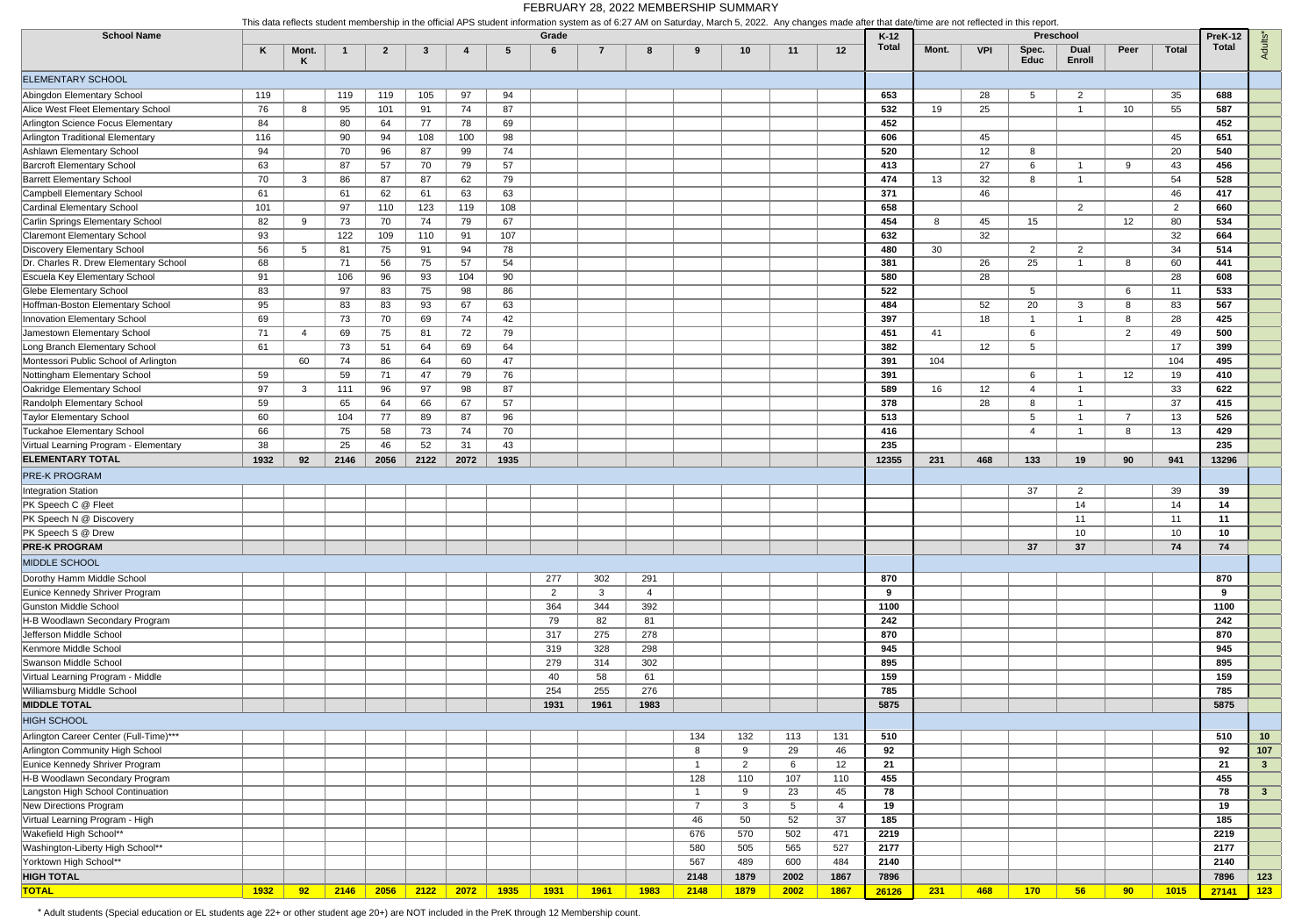# FEBRUARY 28, 2022 MEMBERSHIP SUMMARY

This data reflects student membership in the official APS student information system as of 6:27 AM on Saturday, March 5, 2022. Any changes made after that date/time are not reflected in this report.

| School Name | Grade | | | | | | | | | | | | | | K-12 Total | Preschool | | | | | | PreK-12 Total | Adults* |
|---|---|---|---|---|---|---|---|---|---|---|---|---|---|---|---|---|---|---|---|---|---|---|---|
| | K | Mont. K | 1 | 2 | 3 | 4 | 5 | 6 | 7 | 8 | 9 | 10 | 11 | 12 | | Mont. | VPI | Spec. Educ | Dual Enroll | Peer | Total | | |
| **ELEMENTARY SCHOOL** | | | | | | | | | | | | | | | | | | | | | | | |
| Abingdon Elementary School | 119 | | 119 | 119 | 105 | 97 | 94 | | | | | | | | **653** | | 28 | 5 | 2 | | 35 | **688** | |
| Alice West Fleet Elementary School | 76 | 8 | 95 | 101 | 91 | 74 | 87 | | | | | | | | **532** | 19 | 25 | | 1 | 10 | 55 | **587** | |
| Arlington Science Focus Elementary | 84 | | 80 | 64 | 77 | 78 | 69 | | | | | | | | **452** | | | | | | | **452** | |
| Arlington Traditional Elementary | 116 | | 90 | 94 | 108 | 100 | 98 | | | | | | | | **606** | | 45 | | | | 45 | **651** | |
| Ashlawn Elementary School | 94 | | 70 | 96 | 87 | 99 | 74 | | | | | | | | **520** | | 12 | 8 | | | 20 | **540** | |
| Barcroft Elementary School | 63 | | 87 | 57 | 70 | 79 | 57 | | | | | | | | **413** | | 27 | 6 | 1 | 9 | 43 | **456** | |
| Barrett Elementary School | 70 | 3 | 86 | 87 | 87 | 62 | 79 | | | | | | | | **474** | 13 | 32 | 8 | 1 | | 54 | **528** | |
| Campbell Elementary School | 61 | | 61 | 62 | 61 | 63 | 63 | | | | | | | | **371** | | 46 | | | | 46 | **417** | |
| Cardinal Elementary School | 101 | | 97 | 110 | 123 | 119 | 108 | | | | | | | | **658** | | | | 2 | | 2 | **660** | |
| Carlin Springs Elementary School | 82 | 9 | 73 | 70 | 74 | 79 | 67 | | | | | | | | **454** | 8 | 45 | 15 | | 12 | 80 | **534** | |
| Claremont Elementary School | 93 | | 122 | 109 | 110 | 91 | 107 | | | | | | | | **632** | | 32 | | | | 32 | **664** | |
| Discovery Elementary School | 56 | 5 | 81 | 75 | 91 | 94 | 78 | | | | | | | | **480** | 30 | | 2 | 2 | | 34 | **514** | |
| Dr. Charles R. Drew Elementary School | 68 | | 71 | 56 | 75 | 57 | 54 | | | | | | | | **381** | | 26 | 25 | 1 | 8 | 60 | **441** | |
| Escuela Key Elementary School | 91 | | 106 | 96 | 93 | 104 | 90 | | | | | | | | **580** | | 28 | | | | 28 | **608** | |
| Glebe Elementary School | 83 | | 97 | 83 | 75 | 98 | 86 | | | | | | | | **522** | | | 5 | | 6 | 11 | **533** | |
| Hoffman-Boston Elementary School | 95 | | 83 | 83 | 93 | 67 | 63 | | | | | | | | **484** | | 52 | 20 | 3 | 8 | 83 | **567** | |
| Innovation Elementary School | 69 | | 73 | 70 | 69 | 74 | 42 | | | | | | | | **397** | | 18 | 1 | 1 | 8 | 28 | **425** | |
| Jamestown Elementary School | 71 | 4 | 69 | 75 | 81 | 72 | 79 | | | | | | | | **451** | 41 | | 6 | | 2 | 49 | **500** | |
| Long Branch Elementary School | 61 | | 73 | 51 | 64 | 69 | 64 | | | | | | | | **382** | | 12 | 5 | | | 17 | **399** | |
| Montessori Public School of Arlington | | 60 | 74 | 86 | 64 | 60 | 47 | | | | | | | | **391** | 104 | | | | | 104 | **495** | |
| Nottingham Elementary School | 59 | | 59 | 71 | 47 | 79 | 76 | | | | | | | | **391** | | | 6 | 1 | 12 | 19 | **410** | |
| Oakridge Elementary School | 97 | 3 | 111 | 96 | 97 | 98 | 87 | | | | | | | | **589** | 16 | 12 | 4 | 1 | | 33 | **622** | |
| Randolph Elementary School | 59 | | 65 | 64 | 66 | 67 | 57 | | | | | | | | **378** | | 28 | 8 | 1 | | 37 | **415** | |
| Taylor Elementary School | 60 | | 104 | 77 | 89 | 87 | 96 | | | | | | | | **513** | | | 5 | 1 | 7 | 13 | **526** | |
| Tuckahoe Elementary School | 66 | | 75 | 58 | 73 | 74 | 70 | | | | | | | | **416** | | | 4 | 1 | 8 | 13 | **429** | |
| Virtual Learning Program - Elementary | 38 | | 25 | 46 | 52 | 31 | 43 | | | | | | | | **235** | | | | | | | **235** | |
| **ELEMENTARY TOTAL** | **1932** | **92** | **2146** | **2056** | **2122** | **2072** | **1935** | | | | | | | | **12355** | **231** | **468** | **133** | **19** | **90** | **941** | **13296** | |
| **PRE-K PROGRAM** | | | | | | | | | | | | | | | | | | | | | | | |
| Integration Station | | | | | | | | | | | | | | | | | | 37 | 2 | | 39 | **39** | |
| PK Speech C @ Fleet | | | | | | | | | | | | | | | | | | | 14 | | 14 | **14** | |
| PK Speech N @ Discovery | | | | | | | | | | | | | | | | | | | 11 | | 11 | **11** | |
| PK Speech S @ Drew | | | | | | | | | | | | | | | | | | | 10 | | 10 | **10** | |
| **PRE-K PROGRAM** | | | | | | | | | | | | | | | | | | **37** | **37** | | **74** | **74** | |
| **MIDDLE SCHOOL** | | | | | | | | | | | | | | | | | | | | | | | |
| Dorothy Hamm Middle School | | | | | | | | 277 | 302 | 291 | | | | | **870** | | | | | | | **870** | |
| Eunice Kennedy Shriver Program | | | | | | | | 2 | 3 | 4 | | | | | **9** | | | | | | | **9** | |
| Gunston Middle School | | | | | | | | 364 | 344 | 392 | | | | | **1100** | | | | | | | **1100** | |
| H-B Woodlawn Secondary Program | | | | | | | | 79 | 82 | 81 | | | | | **242** | | | | | | | **242** | |
| Jefferson Middle School | | | | | | | | 317 | 275 | 278 | | | | | **870** | | | | | | | **870** | |
| Kenmore Middle School | | | | | | | | 319 | 328 | 298 | | | | | **945** | | | | | | | **945** | |
| Swanson Middle School | | | | | | | | 279 | 314 | 302 | | | | | **895** | | | | | | | **895** | |
| Virtual Learning Program - Middle | | | | | | | | 40 | 58 | 61 | | | | | **159** | | | | | | | **159** | |
| Williamsburg Middle School | | | | | | | | 254 | 255 | 276 | | | | | **785** | | | | | | | **785** | |
| **MIDDLE TOTAL** | | | | | | | | **1931** | **1961** | **1983** | | | | | **5875** | | | | | | | **5875** | |
| **HIGH SCHOOL** | | | | | | | | | | | | | | | | | | | | | | | |
| Arlington Career Center (Full-Time)*** | | | | | | | | | | | 134 | 132 | 113 | 131 | **510** | | | | | | | **510** | **10** |
| Arlington Community High School | | | | | | | | | | | 8 | 9 | 29 | 46 | **92** | | | | | | | **92** | **107** |
| Eunice Kennedy Shriver Program | | | | | | | | | | | 1 | 2 | 6 | 12 | **21** | | | | | | | **21** | **3** |
| H-B Woodlawn Secondary Program | | | | | | | | | | | 128 | 110 | 107 | 110 | **455** | | | | | | | **455** | |
| Langston High School Continuation | | | | | | | | | | | 1 | 9 | 23 | 45 | **78** | | | | | | | **78** | **3** |
| New Directions Program | | | | | | | | | | | 7 | 3 | 5 | 4 | **19** | | | | | | | **19** | |
| Virtual Learning Program - High | | | | | | | | | | | 46 | 50 | 52 | 37 | **185** | | | | | | | **185** | |
| Wakefield High School** | | | | | | | | | | | 676 | 570 | 502 | 471 | **2219** | | | | | | | **2219** | |
| Washington-Liberty High School** | | | | | | | | | | | 580 | 505 | 565 | 527 | **2177** | | | | | | | **2177** | |
| Yorktown High School** | | | | | | | | | | | 567 | 489 | 600 | 484 | **2140** | | | | | | | **2140** | |
| **HIGH TOTAL** | | | | | | | | | | | **2148** | **1879** | **2002** | **1867** | **7896** | | | | | | | **7896** | **123** |
| **TOTAL** | **1932** | **92** | **2146** | **2056** | **2122** | **2072** | **1935** | **1931** | **1961** | **1983** | **2148** | **1879** | **2002** | **1867** | **26126** | **231** | **468** | **170** | **56** | **90** | **1015** | **27141** | **123** |

* Adult students (Special education or EL students age 22+ or other student age 20+) are NOT included in the PreK through 12 Membership count.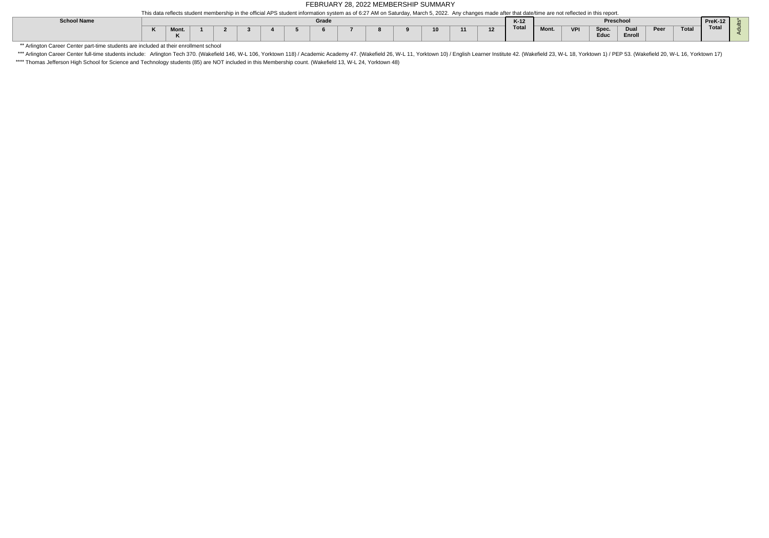# FEBRUARY 28, 2022 MEMBERSHIP SUMMARY

This data reflects student membership in the official APS student information system as of 6:27 AM on Saturday, March 5, 2022. Any changes made after that date/time are not reflected in this report.

| School Name | Grade | | | | | | | | | | | | | | K-12 Total | Preschool | | | | | | PreK-12 Total | Adults* |
|---|---|---|---|---|---|---|---|---|---|---|---|---|---|---|---|---|---|---|---|---|---|---|---|
| | K | Mont. K | 1 | 2 | 3 | 4 | 5 | 6 | 7 | 8 | 9 | 10 | 11 | 12 | | Mont. | VPI | Spec. Educ | Dual Enroll | Peer | Total | | |

** Arlington Career Center part-time students are included at their enrollment school

*** Arlington Career Center full-time students include: Arlington Tech 370. (Wakefield 146, W-L 106, Yorktown 118) / Academic Academy 47. (Wakefield 26, W-L 11, Yorktown 10) / English Learner Institute 42. (Wakefield 23, W-L 18, Yorktown 1) / PEP 53. (Wakefield 20, W-L 16, Yorktown 17)

**** Thomas Jefferson High School for Science and Technology students (85) are NOT included in this Membership count. (Wakefield 13, W-L 24, Yorktown 48)